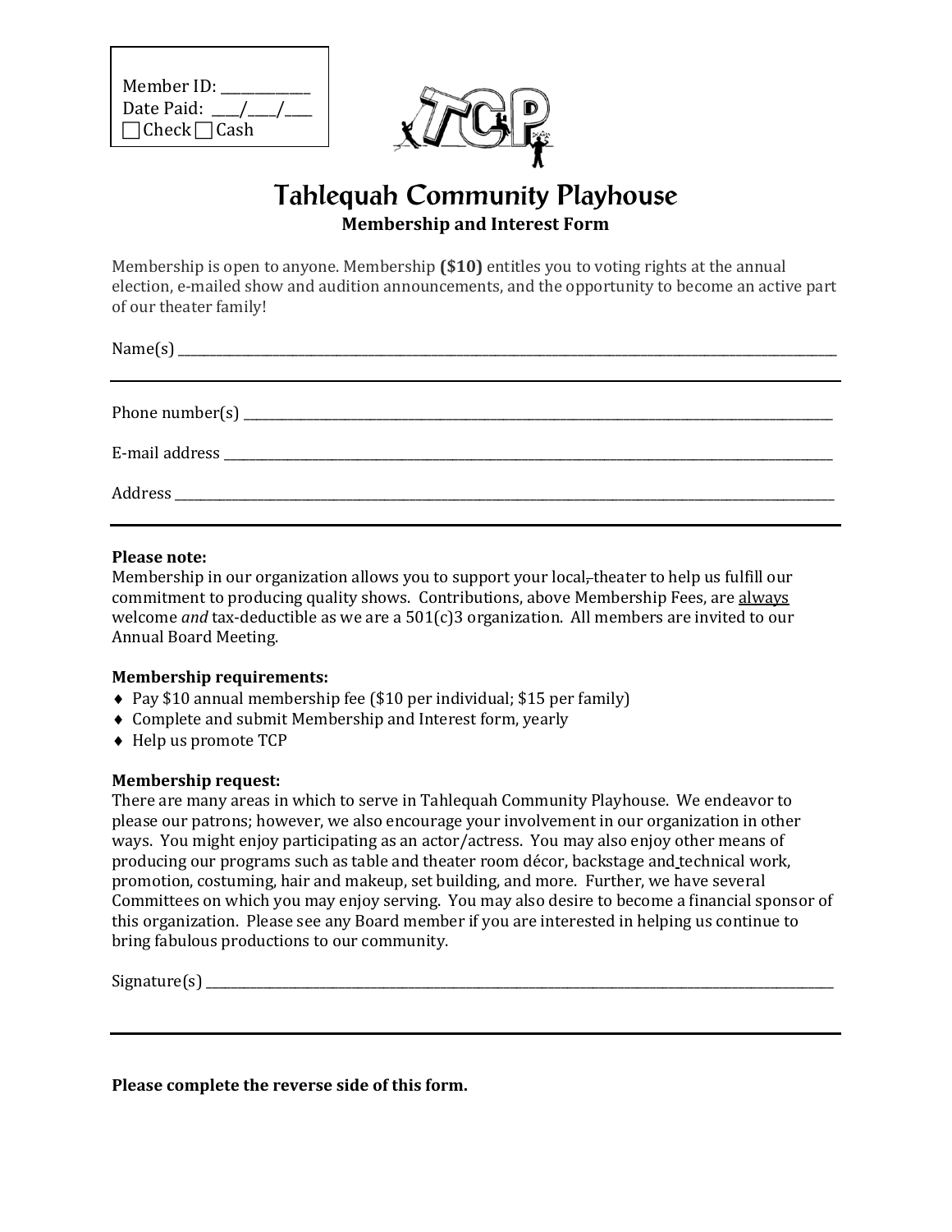Member ID: ____________
Date Paid: ____/____/____
☐ Check ☐ Cash

# Tahlequah Community Playhouse

## Membership and Interest Form

Membership is open to anyone. Membership **($10)** entitles you to voting rights at the annual election, e-mailed show and audition announcements, and the opportunity to become an active part of our theater family!

Name(s) ____________________________________________________________________________

Phone number(s) _____________________________________________________________________

E-mail address _______________________________________________________________________

Address ____________________________________________________________________________

**Please note:**
Membership in our organization allows you to support your local theater to help us fulfill our commitment to producing quality shows. Contributions, above Membership Fees, are <u>always</u> welcome *and* tax-deductible as we are a 501(c)3 organization. All members are invited to our Annual Board Meeting.

**Membership requirements:**

- Pay $10 annual membership fee ($10 per individual; $15 per family)
- Complete and submit Membership and Interest form, yearly
- Help us promote TCP

**Membership request:**
There are many areas in which to serve in Tahlequah Community Playhouse. We endeavor to please our patrons; however, we also encourage your involvement in our organization in other ways. You might enjoy participating as an actor/actress. You may also enjoy other means of producing our programs such as table and theater room décor, backstage and technical work, promotion, costuming, hair and makeup, set building, and more. Further, we have several Committees on which you may enjoy serving. You may also desire to become a financial sponsor of this organization. Please see any Board member if you are interested in helping us continue to bring fabulous productions to our community.

Signature(s) _________________________________________________________________________

**Please complete the reverse side of this form.**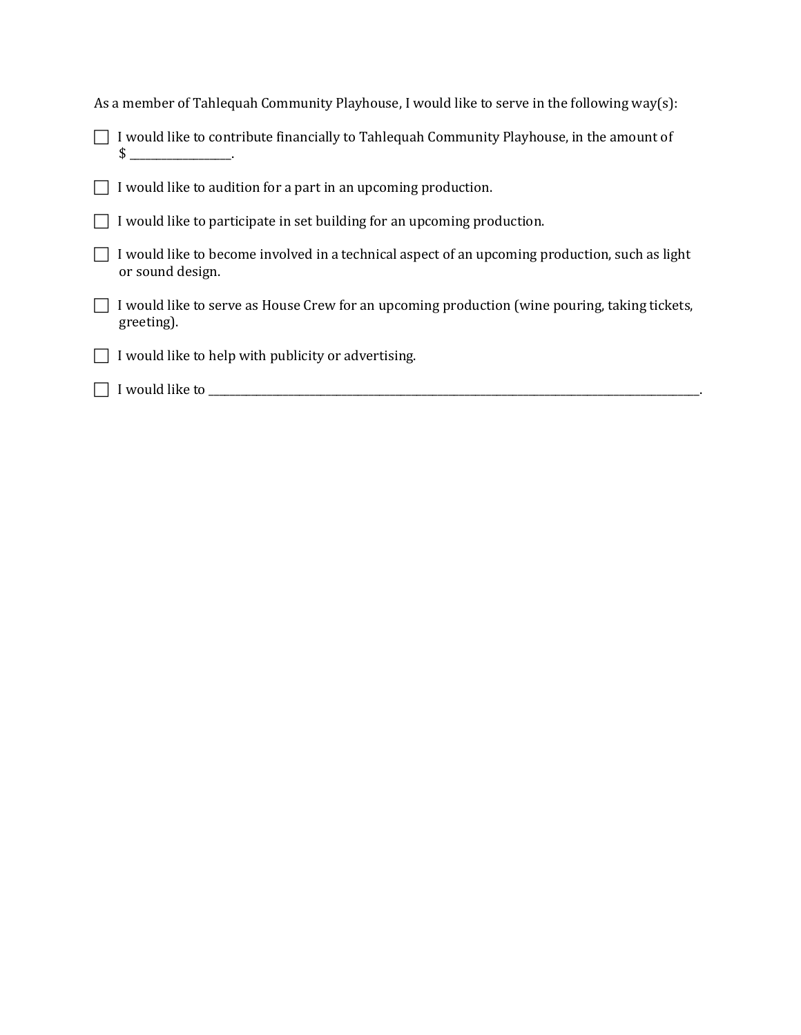As a member of Tahlequah Community Playhouse, I would like to serve in the following way(s):

☐ I would like to contribute financially to Tahlequah Community Playhouse, in the amount of $ ________________.

☐ I would like to audition for a part in an upcoming production.

☐ I would like to participate in set building for an upcoming production.

☐ I would like to become involved in a technical aspect of an upcoming production, such as light or sound design.

☐ I would like to serve as House Crew for an upcoming production (wine pouring, taking tickets, greeting).

☐ I would like to help with publicity or advertising.

☐ I would like to ______________________________________________________________________________.